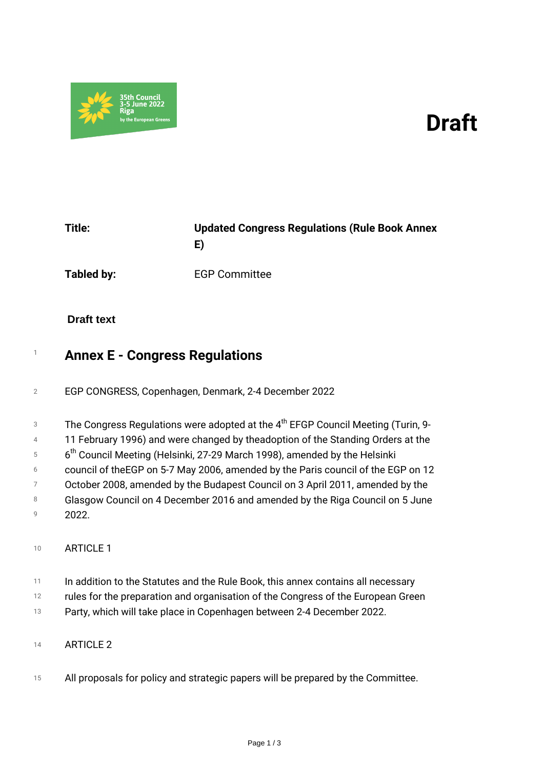**Draft**

| | |
|---|---|
| **Title:** | **Updated Congress Regulations (Rule Book Annex E)** |
| **Tabled by:** | EGP Committee |

**Draft text**

## Annex E - Congress Regulations

EGP CONGRESS, Copenhagen, Denmark, 2-4 December 2022

The Congress Regulations were adopted at the 4th EFGP Council Meeting (Turin, 9-11 February 1996) and were changed by theadoption of the Standing Orders at the 6th Council Meeting (Helsinki, 27-29 March 1998), amended by the Helsinki council of theEGP on 5-7 May 2006, amended by the Paris council of the EGP on 12 October 2008, amended by the Budapest Council on 3 April 2011, amended by the Glasgow Council on 4 December 2016 and amended by the Riga Council on 5 June 2022.

ARTICLE 1

In addition to the Statutes and the Rule Book, this annex contains all necessary rules for the preparation and organisation of the Congress of the European Green Party, which will take place in Copenhagen between 2-4 December 2022.

ARTICLE 2

All proposals for policy and strategic papers will be prepared by the Committee.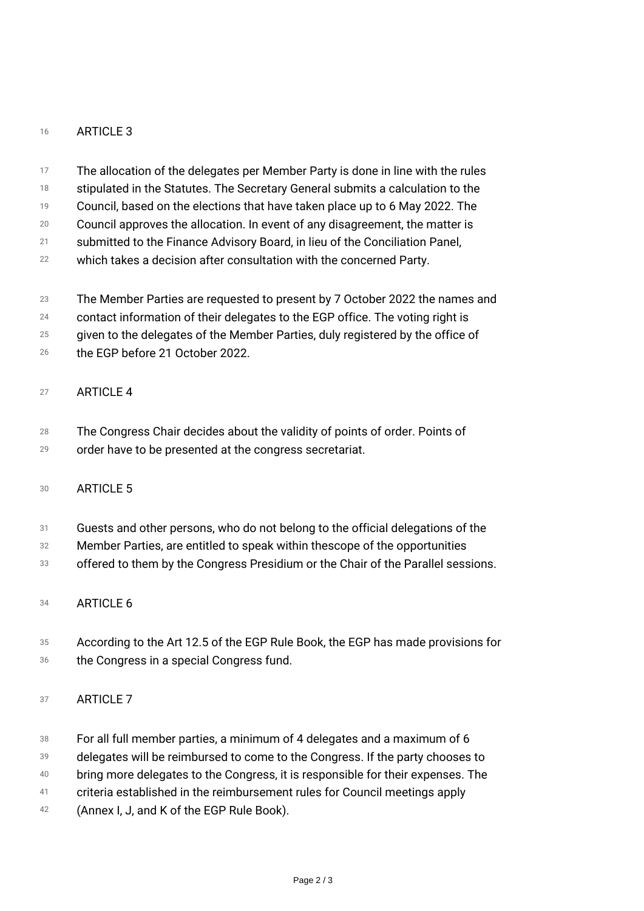## ARTICLE 3

The allocation of the delegates per Member Party is done in line with the rules stipulated in the Statutes. The Secretary General submits a calculation to the Council, based on the elections that have taken place up to 6 May 2022. The Council approves the allocation. In event of any disagreement, the matter is submitted to the Finance Advisory Board, in lieu of the Conciliation Panel, which takes a decision after consultation with the concerned Party.

The Member Parties are requested to present by 7 October 2022 the names and contact information of their delegates to the EGP office. The voting right is given to the delegates of the Member Parties, duly registered by the office of the EGP before 21 October 2022.

## ARTICLE 4

The Congress Chair decides about the validity of points of order. Points of order have to be presented at the congress secretariat.

## ARTICLE 5

Guests and other persons, who do not belong to the official delegations of the Member Parties, are entitled to speak within thescope of the opportunities offered to them by the Congress Presidium or the Chair of the Parallel sessions.

## ARTICLE 6

According to the Art 12.5 of the EGP Rule Book, the EGP has made provisions for the Congress in a special Congress fund.

## ARTICLE 7

For all full member parties, a minimum of 4 delegates and a maximum of 6 delegates will be reimbursed to come to the Congress. If the party chooses to bring more delegates to the Congress, it is responsible for their expenses. The criteria established in the reimbursement rules for Council meetings apply (Annex I, J, and K of the EGP Rule Book).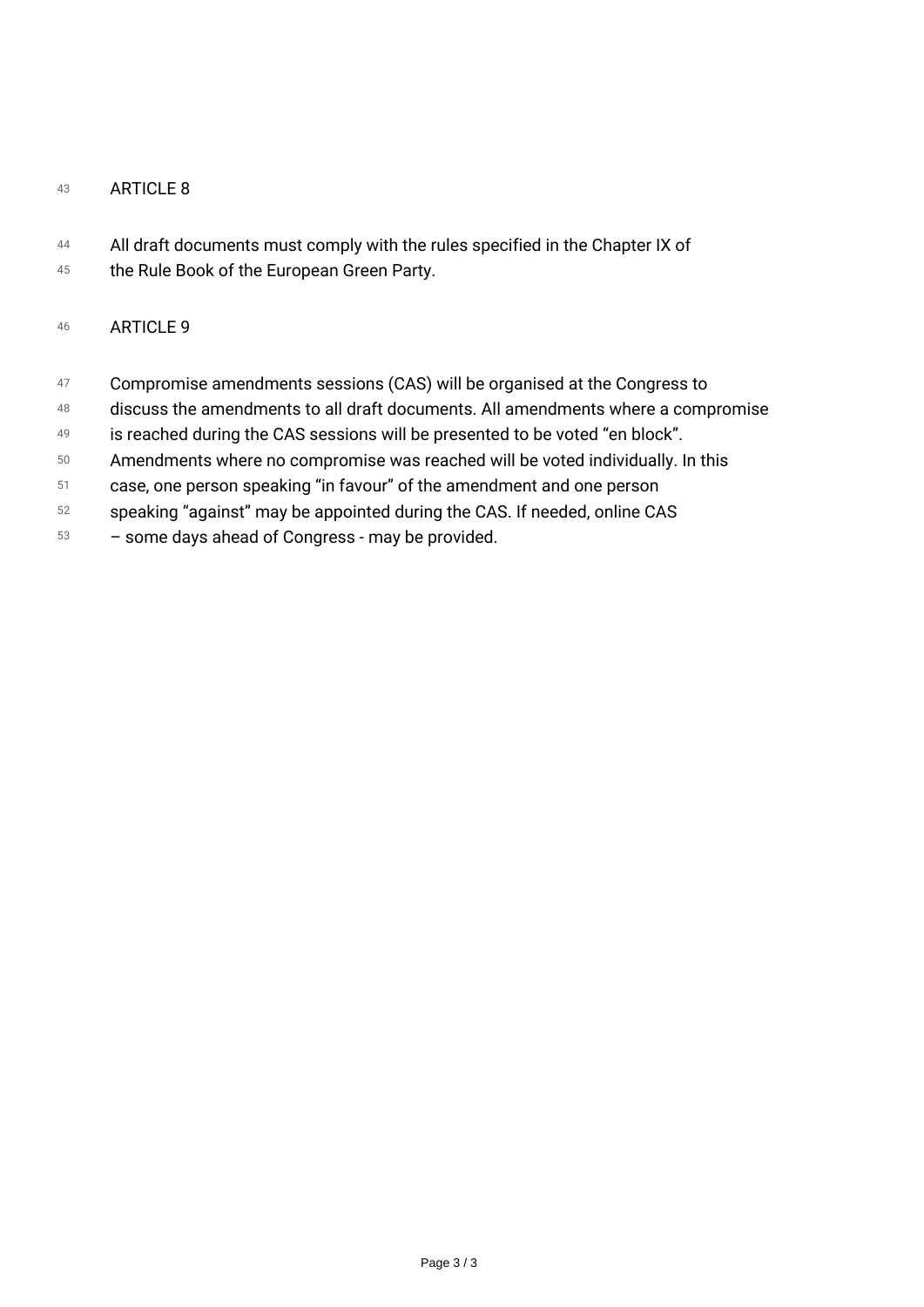ARTICLE 8

All draft documents must comply with the rules specified in the Chapter IX of the Rule Book of the European Green Party.

ARTICLE 9

Compromise amendments sessions (CAS) will be organised at the Congress to discuss the amendments to all draft documents. All amendments where a compromise is reached during the CAS sessions will be presented to be voted "en block". Amendments where no compromise was reached will be voted individually. In this case, one person speaking "in favour" of the amendment and one person speaking "against" may be appointed during the CAS. If needed, online CAS – some days ahead of Congress - may be provided.